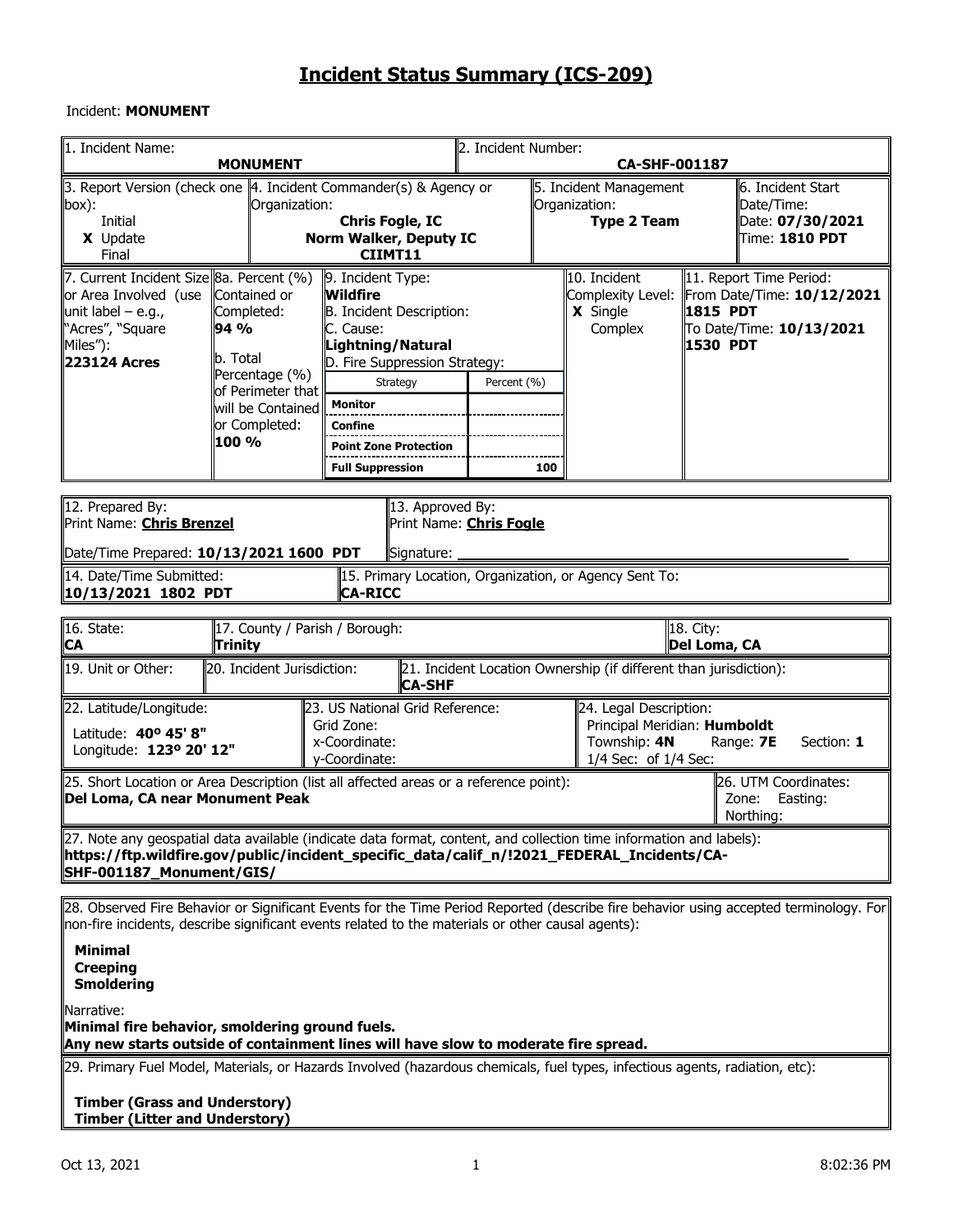# Incident Status Summary (ICS-209)

Incident: **MONUMENT**

| 1. Incident Name: | 2. Incident Number: |
|---|---|
| **MONUMENT** | **CA-SHF-001187** |

| 3. Report Version (check one box): | 4. Incident Commander(s) & Agency or Organization: | 5. Incident Management Organization: | 6. Incident Start Date/Time: |
|---|---|---|---|
| Initial<br>**X** Update<br>Final | **Chris Fogle, IC**<br>**Norm Walker, Deputy IC**<br>**CIIMT11** | **Type 2 Team** | Date: **07/30/2021**<br>Time: **1810 PDT** |

| 7. Current Incident Size or Area Involved (use unit label – e.g., "Acres", "Square Miles"): | 8a. Percent (%) Contained or Completed: | 9. Incident Type: | 10. Incident Complexity Level: | 11. Report Time Period: |
|---|---|---|---|---|
| **223124 Acres** | **94 %**<br>b. Total Percentage (%) of Perimeter that will be Contained or Completed: **100 %** | **Wildfire**<br>B. Incident Description:<br>C. Cause: **Lightning/Natural**<br>D. Fire Suppression Strategy: | **X** Single<br>Complex | From Date/Time: **10/12/2021 1815 PDT**<br>To Date/Time: **10/13/2021 1530 PDT** |

| Strategy | Percent (%) |
|---|---|
| **Monitor** | |
| **Confine** | |
| **Point Zone Protection** | |
| **Full Suppression** | 100 |

| 12. Prepared By: | 13. Approved By: |
|---|---|
| Print Name: **Chris Brenzel**<br>Date/Time Prepared: **10/13/2021 1600 PDT** | Print Name: **Chris Fogle**<br>Signature: |

| 14. Date/Time Submitted: | 15. Primary Location, Organization, or Agency Sent To: |
|---|---|
| **10/13/2021 1802 PDT** | **CA-RICC** |

| 16. State: | 17. County / Parish / Borough: | 18. City: |
|---|---|---|
| **CA** | **Trinity** | **Del Loma, CA** |

| 19. Unit or Other: | 20. Incident Jurisdiction: | 21. Incident Location Ownership (if different than jurisdiction): |
|---|---|---|
| | | **CA-SHF** |

| 22. Latitude/Longitude: | 23. US National Grid Reference: | 24. Legal Description: |
|---|---|---|
| Latitude: **40º 45' 8"**<br>Longitude: **123º 20' 12"** | Grid Zone:<br>x-Coordinate:<br>y-Coordinate: | Principal Meridian: **Humboldt**<br>Township: **4N** Range: **7E** Section: **1**<br>1/4 Sec: of 1/4 Sec: |

| 25. Short Location or Area Description (list all affected areas or a reference point): | 26. UTM Coordinates: |
|---|---|
| **Del Loma, CA near Monument Peak** | Zone: Easting:<br>Northing: |

27. Note any geospatial data available (indicate data format, content, and collection time information and labels):
**https://ftp.wildfire.gov/public/incident_specific_data/calif_n/!2021_FEDERAL_Incidents/CA-SHF-001187_Monument/GIS/**

28. Observed Fire Behavior or Significant Events for the Time Period Reported (describe fire behavior using accepted terminology. For non-fire incidents, describe significant events related to the materials or other causal agents):

**Minimal**
**Creeping**
**Smoldering**

Narrative:
**Minimal fire behavior, smoldering ground fuels.**
**Any new starts outside of containment lines will have slow to moderate fire spread.**

29. Primary Fuel Model, Materials, or Hazards Involved (hazardous chemicals, fuel types, infectious agents, radiation, etc):

**Timber (Grass and Understory)**
**Timber (Litter and Understory)**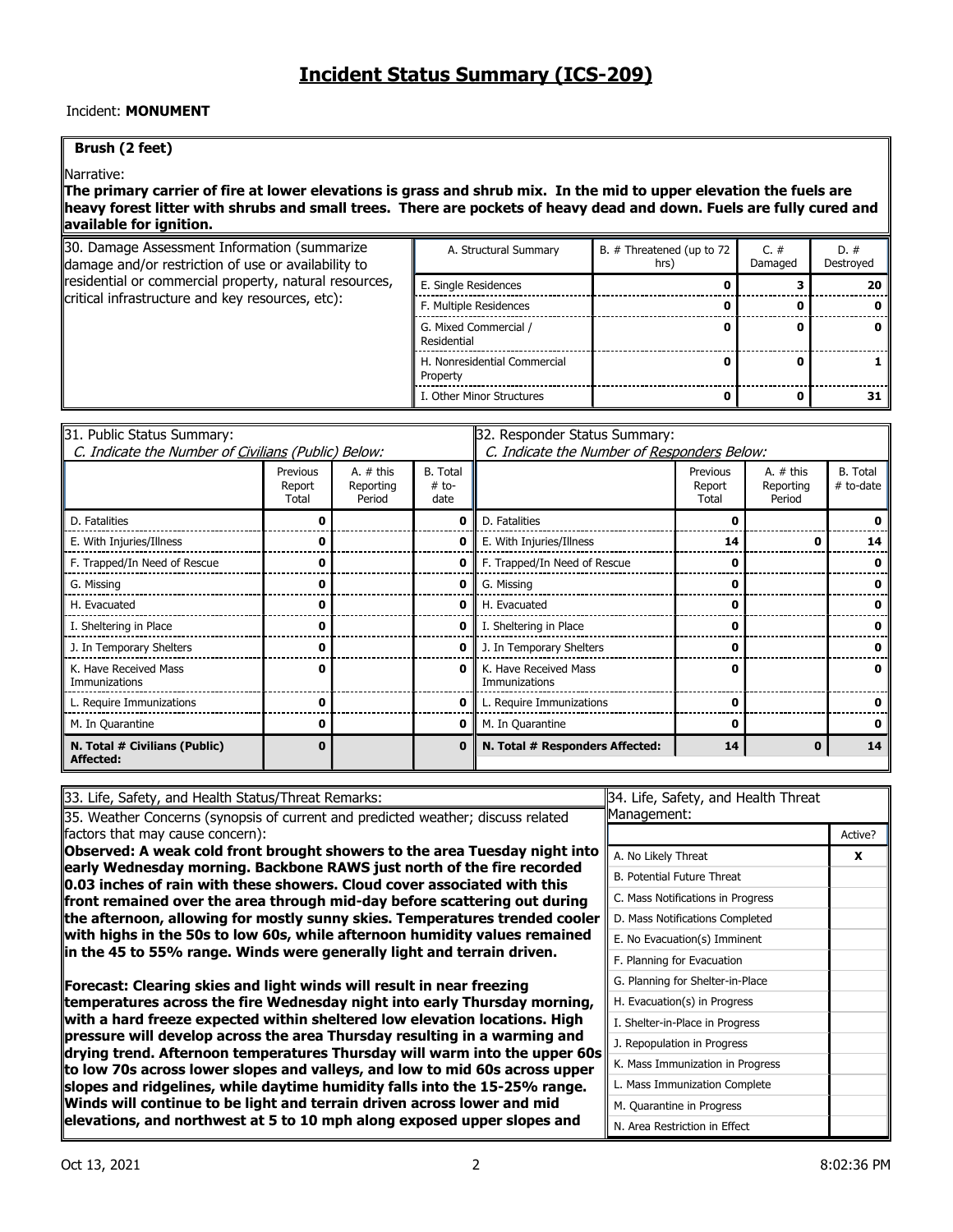# Incident Status Summary (ICS-209)

Incident: **MONUMENT**

**Brush (2 feet)**

Narrative:

**The primary carrier of fire at lower elevations is grass and shrub mix. In the mid to upper elevation the fuels are heavy forest litter with shrubs and small trees. There are pockets of heavy dead and down. Fuels are fully cured and available for ignition.**

30. Damage Assessment Information (summarize damage and/or restriction of use or availability to residential or commercial property, natural resources, critical infrastructure and key resources, etc):

| A. Structural Summary | B. # Threatened (up to 72 hrs) | C. # Damaged | D. # Destroyed |
|---|---|---|---|
| E. Single Residences | **0** | **3** | **20** |
| F. Multiple Residences | **0** | **0** | **0** |
| G. Mixed Commercial / Residential | **0** | **0** | **0** |
| H. Nonresidential Commercial Property | **0** | **0** | **1** |
| I. Other Minor Structures | **0** | **0** | **31** |

31. Public Status Summary:
*C. Indicate the Number of Civilians (Public) Below:*

| | Previous Report Total | A. # this Reporting Period | B. Total # to-date |
|---|---|---|---|
| D. Fatalities | **0** | | **0** |
| E. With Injuries/Illness | **0** | | **0** |
| F. Trapped/In Need of Rescue | **0** | | **0** |
| G. Missing | **0** | | **0** |
| H. Evacuated | **0** | | **0** |
| I. Sheltering in Place | **0** | | **0** |
| J. In Temporary Shelters | **0** | | **0** |
| K. Have Received Mass Immunizations | **0** | | **0** |
| L. Require Immunizations | **0** | | **0** |
| M. In Quarantine | **0** | | **0** |
| **N. Total # Civilians (Public) Affected:** | **0** | | **0** |

32. Responder Status Summary:
*C. Indicate the Number of Responders Below:*

| | Previous Report Total | A. # this Reporting Period | B. Total # to-date |
|---|---|---|---|
| D. Fatalities | **0** | | **0** |
| E. With Injuries/Illness | **14** | **0** | **14** |
| F. Trapped/In Need of Rescue | **0** | | **0** |
| G. Missing | **0** | | **0** |
| H. Evacuated | **0** | | **0** |
| I. Sheltering in Place | **0** | | **0** |
| J. In Temporary Shelters | **0** | | **0** |
| K. Have Received Mass Immunizations | **0** | | **0** |
| L. Require Immunizations | **0** | | **0** |
| M. In Quarantine | **0** | | **0** |
| **N. Total # Responders Affected:** | **14** | **0** | **14** |

33. Life, Safety, and Health Status/Threat Remarks:

35. Weather Concerns (synopsis of current and predicted weather; discuss related factors that may cause concern):

**Observed: A weak cold front brought showers to the area Tuesday night into early Wednesday morning. Backbone RAWS just north of the fire recorded 0.03 inches of rain with these showers. Cloud cover associated with this front remained over the area through mid-day before scattering out during the afternoon, allowing for mostly sunny skies. Temperatures trended cooler with highs in the 50s to low 60s, while afternoon humidity values remained in the 45 to 55% range. Winds were generally light and terrain driven.**

**Forecast: Clearing skies and light winds will result in near freezing temperatures across the fire Wednesday night into early Thursday morning, with a hard freeze expected within sheltered low elevation locations. High pressure will develop across the area Thursday resulting in a warming and drying trend. Afternoon temperatures Thursday will warm into the upper 60s to low 70s across lower slopes and valleys, and low to mid 60s across upper slopes and ridgelines, while daytime humidity falls into the 15-25% range. Winds will continue to be light and terrain driven across lower and mid elevations, and northwest at 5 to 10 mph along exposed upper slopes and**

34. Life, Safety, and Health Threat Management:

| | Active? |
|---|---|
| A. No Likely Threat | **X** |
| B. Potential Future Threat | |
| C. Mass Notifications in Progress | |
| D. Mass Notifications Completed | |
| E. No Evacuation(s) Imminent | |
| F. Planning for Evacuation | |
| G. Planning for Shelter-in-Place | |
| H. Evacuation(s) in Progress | |
| I. Shelter-in-Place in Progress | |
| J. Repopulation in Progress | |
| K. Mass Immunization in Progress | |
| L. Mass Immunization Complete | |
| M. Quarantine in Progress | |
| N. Area Restriction in Effect | |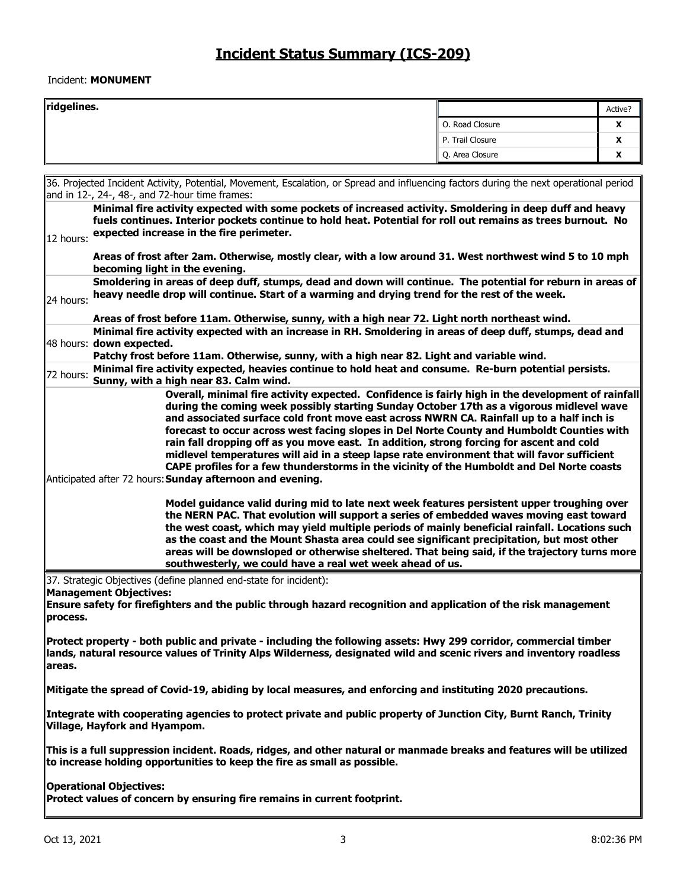# Incident Status Summary (ICS-209)

Incident: **MONUMENT**

**ridgelines.**

| | Active? |
|---|---|
| O. Road Closure | X |
| P. Trail Closure | X |
| Q. Area Closure | X |

36. Projected Incident Activity, Potential, Movement, Escalation, or Spread and influencing factors during the next operational period and in 12-, 24-, 48-, and 72-hour time frames:

| | |
|---|---|
| 12 hours: | **Minimal fire activity expected with some pockets of increased activity. Smoldering in deep duff and heavy fuels continues. Interior pockets continue to hold heat. Potential for roll out remains as trees burnout. No expected increase in the fire perimeter.** <br><br> **Areas of frost after 2am. Otherwise, mostly clear, with a low around 31. West northwest wind 5 to 10 mph becoming light in the evening.** |
| 24 hours: | **Smoldering in areas of deep duff, stumps, dead and down will continue. The potential for reburn in areas of heavy needle drop will continue. Start of a warming and drying trend for the rest of the week.** <br><br> **Areas of frost before 11am. Otherwise, sunny, with a high near 72. Light north northeast wind.** |
| 48 hours: | **Minimal fire activity expected with an increase in RH. Smoldering in areas of deep duff, stumps, dead and down expected.** <br> **Patchy frost before 11am. Otherwise, sunny, with a high near 82. Light and variable wind.** |
| 72 hours: | **Minimal fire activity expected, heavies continue to hold heat and consume. Re-burn potential persists.** <br> **Sunny, with a high near 83. Calm wind.** |
| Anticipated after 72 hours: | **Overall, minimal fire activity expected. Confidence is fairly high in the development of rainfall during the coming week possibly starting Sunday October 17th as a vigorous midlevel wave and associated surface cold front move east across NWRN CA. Rainfall up to a half inch is forecast to occur across west facing slopes in Del Norte County and Humboldt Counties with rain fall dropping off as you move east. In addition, strong forcing for ascent and cold midlevel temperatures will aid in a steep lapse rate environment that will favor sufficient CAPE profiles for a few thunderstorms in the vicinity of the Humboldt and Del Norte coasts Sunday afternoon and evening.** <br><br> **Model guidance valid during mid to late next week features persistent upper troughing over the NERN PAC. That evolution will support a series of embedded waves moving east toward the west coast, which may yield multiple periods of mainly beneficial rainfall. Locations such as the coast and the Mount Shasta area could see significant precipitation, but most other areas will be downsloped or otherwise sheltered. That being said, if the trajectory turns more southwesterly, we could have a real wet week ahead of us.** |

37. Strategic Objectives (define planned end-state for incident):

**Management Objectives:**

**Ensure safety for firefighters and the public through hazard recognition and application of the risk management process.**

**Protect property - both public and private - including the following assets: Hwy 299 corridor, commercial timber lands, natural resource values of Trinity Alps Wilderness, designated wild and scenic rivers and inventory roadless areas.**

**Mitigate the spread of Covid-19, abiding by local measures, and enforcing and instituting 2020 precautions.**

**Integrate with cooperating agencies to protect private and public property of Junction City, Burnt Ranch, Trinity Village, Hayfork and Hyampom.**

**This is a full suppression incident. Roads, ridges, and other natural or manmade breaks and features will be utilized to increase holding opportunities to keep the fire as small as possible.**

**Operational Objectives:**

**Protect values of concern by ensuring fire remains in current footprint.**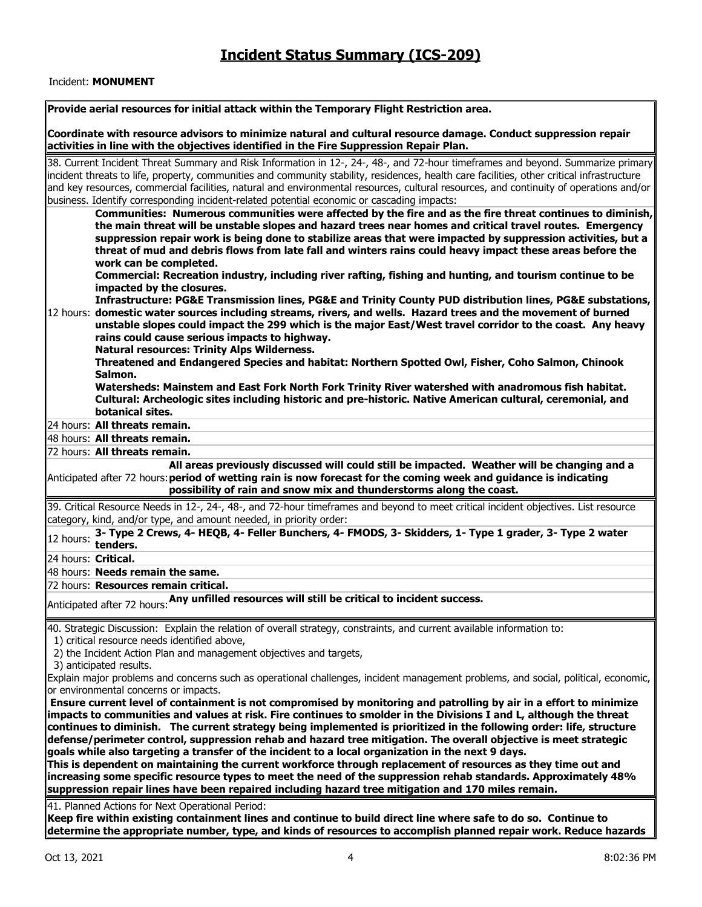# Incident Status Summary (ICS-209)

Incident: **MONUMENT**

**Provide aerial resources for initial attack within the Temporary Flight Restriction area.**

**Coordinate with resource advisors to minimize natural and cultural resource damage. Conduct suppression repair activities in line with the objectives identified in the Fire Suppression Repair Plan.**

38. Current Incident Threat Summary and Risk Information in 12-, 24-, 48-, and 72-hour timeframes and beyond. Summarize primary incident threats to life, property, communities and community stability, residences, health care facilities, other critical infrastructure and key resources, commercial facilities, natural and environmental resources, cultural resources, and continuity of operations and/or business. Identify corresponding incident-related potential economic or cascading impacts:

12 hours:
**Communities: Numerous communities were affected by the fire and as the fire threat continues to diminish, the main threat will be unstable slopes and hazard trees near homes and critical travel routes. Emergency suppression repair work is being done to stabilize areas that were impacted by suppression activities, but a threat of mud and debris flows from late fall and winters rains could heavy impact these areas before the work can be completed.**
**Commercial: Recreation industry, including river rafting, fishing and hunting, and tourism continue to be impacted by the closures.**
**Infrastructure: PG&E Transmission lines, PG&E and Trinity County PUD distribution lines, PG&E substations, domestic water sources including streams, rivers, and wells. Hazard trees and the movement of burned unstable slopes could impact the 299 which is the major East/West travel corridor to the coast. Any heavy rains could cause serious impacts to highway.**
**Natural resources: Trinity Alps Wilderness.**
**Threatened and Endangered Species and habitat: Northern Spotted Owl, Fisher, Coho Salmon, Chinook Salmon.**
**Watersheds: Mainstem and East Fork North Fork Trinity River watershed with anadromous fish habitat.**
**Cultural: Archeologic sites including historic and pre-historic. Native American cultural, ceremonial, and botanical sites.**

24 hours: **All threats remain.**

48 hours: **All threats remain.**

72 hours: **All threats remain.**

Anticipated after 72 hours: **All areas previously discussed will could still be impacted. Weather will be changing and a period of wetting rain is now forecast for the coming week and guidance is indicating possibility of rain and snow mix and thunderstorms along the coast.**

39. Critical Resource Needs in 12-, 24-, 48-, and 72-hour timeframes and beyond to meet critical incident objectives. List resource category, kind, and/or type, and amount needed, in priority order:

12 hours: **3- Type 2 Crews, 4- HEQB, 4- Feller Bunchers, 4- FMODS, 3- Skidders, 1- Type 1 grader, 3- Type 2 water tenders.**

24 hours: **Critical.**

48 hours: **Needs remain the same.**

72 hours: **Resources remain critical.**

Anticipated after 72 hours: **Any unfilled resources will still be critical to incident success.**

40. Strategic Discussion: Explain the relation of overall strategy, constraints, and current available information to:
1) critical resource needs identified above,
2) the Incident Action Plan and management objectives and targets,
3) anticipated results.

Explain major problems and concerns such as operational challenges, incident management problems, and social, political, economic, or environmental concerns or impacts.

**Ensure current level of containment is not compromised by monitoring and patrolling by air in a effort to minimize impacts to communities and values at risk. Fire continues to smolder in the Divisions I and L, although the threat continues to diminish. The current strategy being implemented is prioritized in the following order: life, structure defense/perimeter control, suppression rehab and hazard tree mitigation. The overall objective is meet strategic goals while also targeting a transfer of the incident to a local organization in the next 9 days.**
**This is dependent on maintaining the current workforce through replacement of resources as they time out and increasing some specific resource types to meet the need of the suppression rehab standards. Approximately 48% suppression repair lines have been repaired including hazard tree mitigation and 170 miles remain.**

41. Planned Actions for Next Operational Period:

**Keep fire within existing containment lines and continue to build direct line where safe to do so. Continue to determine the appropriate number, type, and kinds of resources to accomplish planned repair work. Reduce hazards**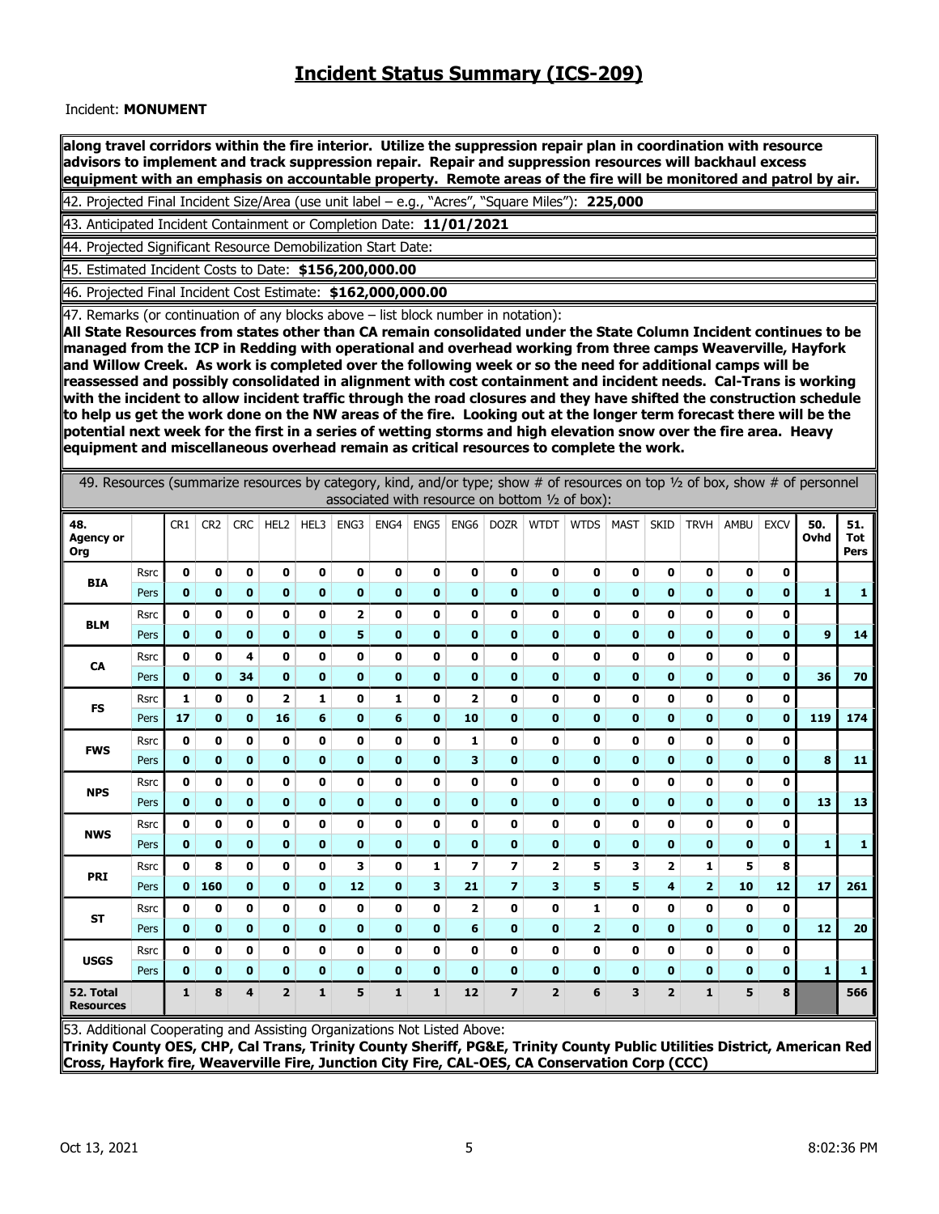# Incident Status Summary (ICS-209)

Incident: **MONUMENT**

**along travel corridors within the fire interior. Utilize the suppression repair plan in coordination with resource advisors to implement and track suppression repair. Repair and suppression resources will backhaul excess equipment with an emphasis on accountable property. Remote areas of the fire will be monitored and patrol by air.**

42. Projected Final Incident Size/Area (use unit label – e.g., "Acres", "Square Miles"): **225,000**

43. Anticipated Incident Containment or Completion Date: **11/01/2021**

44. Projected Significant Resource Demobilization Start Date:

45. Estimated Incident Costs to Date: **$156,200,000.00**

46. Projected Final Incident Cost Estimate: **$162,000,000.00**

47. Remarks (or continuation of any blocks above – list block number in notation):
**All State Resources from states other than CA remain consolidated under the State Column Incident continues to be managed from the ICP in Redding with operational and overhead working from three camps Weaverville, Hayfork and Willow Creek. As work is completed over the following week or so the need for additional camps will be reassessed and possibly consolidated in alignment with cost containment and incident needs. Cal-Trans is working with the incident to allow incident traffic through the road closures and they have shifted the construction schedule to help us get the work done on the NW areas of the fire. Looking out at the longer term forecast there will be the potential next week for the first in a series of wetting storms and high elevation snow over the fire area. Heavy equipment and miscellaneous overhead remain as critical resources to complete the work.**

49. Resources (summarize resources by category, kind, and/or type; show # of resources on top ½ of box, show # of personnel associated with resource on bottom ½ of box):

| 48. Agency or Org | | CR1 | CR2 | CRC | HEL2 | HEL3 | ENG3 | ENG4 | ENG5 | ENG6 | DOZR | WTDT | WTDS | MAST | SKID | TRVH | AMBU | EXCV | 50. Ovhd | 51. Tot Pers |
|---|---|---|---|---|---|---|---|---|---|---|---|---|---|---|---|---|---|---|---|---|
| BIA | Rsrc | 0 | 0 | 0 | 0 | 0 | 0 | 0 | 0 | 0 | 0 | 0 | 0 | 0 | 0 | 0 | 0 | 0 | | |
| | Pers | 0 | 0 | 0 | 0 | 0 | 0 | 0 | 0 | 0 | 0 | 0 | 0 | 0 | 0 | 0 | 0 | 0 | 1 | 1 |
| BLM | Rsrc | 0 | 0 | 0 | 0 | 0 | 2 | 0 | 0 | 0 | 0 | 0 | 0 | 0 | 0 | 0 | 0 | 0 | | |
| | Pers | 0 | 0 | 0 | 0 | 0 | 5 | 0 | 0 | 0 | 0 | 0 | 0 | 0 | 0 | 0 | 0 | 0 | 9 | 14 |
| CA | Rsrc | 0 | 0 | 4 | 0 | 0 | 0 | 0 | 0 | 0 | 0 | 0 | 0 | 0 | 0 | 0 | 0 | 0 | | |
| | Pers | 0 | 0 | 34 | 0 | 0 | 0 | 0 | 0 | 0 | 0 | 0 | 0 | 0 | 0 | 0 | 0 | 0 | 36 | 70 |
| FS | Rsrc | 1 | 0 | 0 | 2 | 1 | 0 | 1 | 0 | 2 | 0 | 0 | 0 | 0 | 0 | 0 | 0 | 0 | | |
| | Pers | 17 | 0 | 0 | 16 | 6 | 0 | 6 | 0 | 10 | 0 | 0 | 0 | 0 | 0 | 0 | 0 | 0 | 119 | 174 |
| FWS | Rsrc | 0 | 0 | 0 | 0 | 0 | 0 | 0 | 0 | 1 | 0 | 0 | 0 | 0 | 0 | 0 | 0 | 0 | | |
| | Pers | 0 | 0 | 0 | 0 | 0 | 0 | 0 | 0 | 3 | 0 | 0 | 0 | 0 | 0 | 0 | 0 | 0 | 8 | 11 |
| NPS | Rsrc | 0 | 0 | 0 | 0 | 0 | 0 | 0 | 0 | 0 | 0 | 0 | 0 | 0 | 0 | 0 | 0 | 0 | | |
| | Pers | 0 | 0 | 0 | 0 | 0 | 0 | 0 | 0 | 0 | 0 | 0 | 0 | 0 | 0 | 0 | 0 | 0 | 13 | 13 |
| NWS | Rsrc | 0 | 0 | 0 | 0 | 0 | 0 | 0 | 0 | 0 | 0 | 0 | 0 | 0 | 0 | 0 | 0 | 0 | | |
| | Pers | 0 | 0 | 0 | 0 | 0 | 0 | 0 | 0 | 0 | 0 | 0 | 0 | 0 | 0 | 0 | 0 | 0 | 1 | 1 |
| PRI | Rsrc | 0 | 8 | 0 | 0 | 0 | 3 | 0 | 1 | 7 | 7 | 2 | 5 | 3 | 2 | 1 | 5 | 8 | | |
| | Pers | 0 | 160 | 0 | 0 | 0 | 12 | 0 | 3 | 21 | 7 | 3 | 5 | 5 | 4 | 2 | 10 | 12 | 17 | 261 |
| ST | Rsrc | 0 | 0 | 0 | 0 | 0 | 0 | 0 | 0 | 2 | 0 | 0 | 1 | 0 | 0 | 0 | 0 | 0 | | |
| | Pers | 0 | 0 | 0 | 0 | 0 | 0 | 0 | 0 | 6 | 0 | 0 | 2 | 0 | 0 | 0 | 0 | 0 | 12 | 20 |
| USGS | Rsrc | 0 | 0 | 0 | 0 | 0 | 0 | 0 | 0 | 0 | 0 | 0 | 0 | 0 | 0 | 0 | 0 | 0 | | |
| | Pers | 0 | 0 | 0 | 0 | 0 | 0 | 0 | 0 | 0 | 0 | 0 | 0 | 0 | 0 | 0 | 0 | 0 | 1 | 1 |
| 52. Total Resources | | 1 | 8 | 4 | 2 | 1 | 5 | 1 | 1 | 12 | 7 | 2 | 6 | 3 | 2 | 1 | 5 | 8 | | 566 |

53. Additional Cooperating and Assisting Organizations Not Listed Above:
**Trinity County OES, CHP, Cal Trans, Trinity County Sheriff, PG&E, Trinity County Public Utilities District, American Red Cross, Hayfork fire, Weaverville Fire, Junction City Fire, CAL-OES, CA Conservation Corp (CCC)**